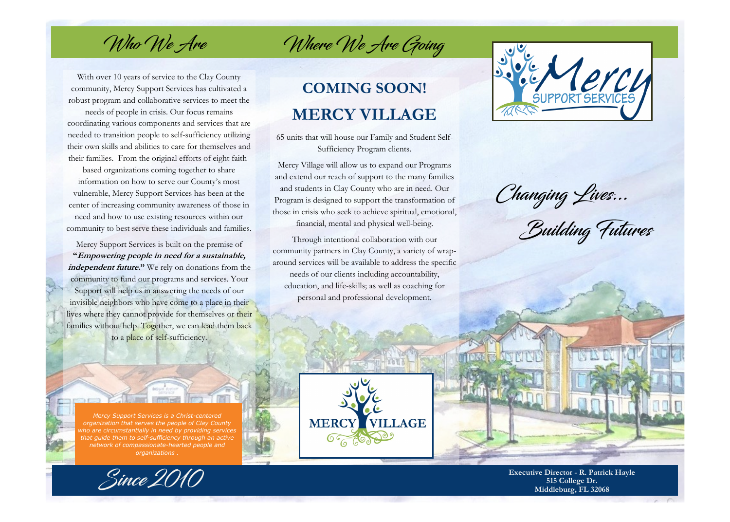## Who We Are

With over 10 years of service to the Clay County community, Mercy Support Services has cultivated a robust program and collaborative services to meet the needs of people in crisis. Our focus remains coordinating various components and services that are needed to transition people to self-sufficiency utilizing their own skills and abilities to care for themselves and their families. From the original efforts of eight faith-based organizations coming together to share information on how to serve our County's most vulnerable, Mercy Support Services has been at the center of increasing community awareness of those in need and how to use existing resources within our community to best serve these individuals and families.

Mercy Support Services is built on the premise of **"*Empowering people in need for a sustainable, independent future.*"** We rely on donations from the community to fund our programs and services. Your Support will help us in answering the needs of our invisible neighbors who have come to a place in their lives where they cannot provide for themselves or their families without help. Together, we can lead them back to a place of self-sufficiency.

*Mercy Support Services is a Christ-centered organization that serves the people of Clay County who are circumstantially in need by providing services that guide them to self-sufficiency through an active network of compassionate-hearted people and organizations .*

Since 2010

## Where We Are Going

# COMING SOON! MERCY VILLAGE

65 units that will house our Family and Student Self-Sufficiency Program clients.

Mercy Village will allow us to expand our Programs and extend our reach of support to the many families and students in Clay County who are in need. Our Program is designed to support the transformation of those in crisis who seek to achieve spiritual, emotional, financial, mental and physical well-being.

Through intentional collaboration with our community partners in Clay County, a variety of wrap-around services will be available to address the specific needs of our clients including accountability, education, and life-skills; as well as coaching for personal and professional development.

MERCY VILLAGE

Mercy SUPPORT SERVICES

Changing Lives...

Building Futures

**Executive Director - R. Patrick Hayle**
**515 College Dr.**
**Middleburg, FL 32068**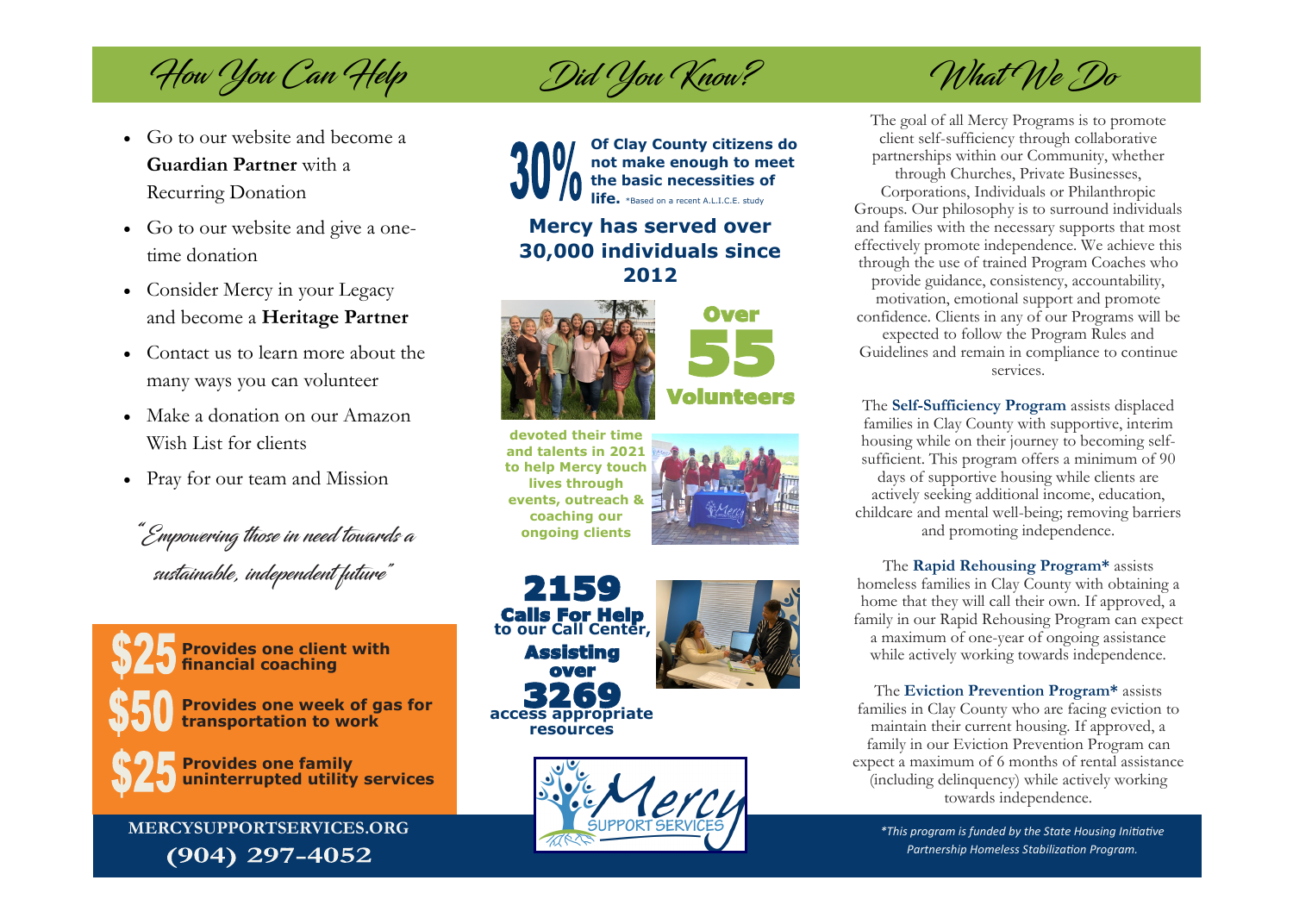## How You Can Help

- Go to our website and become a **Guardian Partner** with a Recurring Donation
- Go to our website and give a one-time donation
- Consider Mercy in your Legacy and become a **Heritage Partner**
- Contact us to learn more about the many ways you can volunteer
- Make a donation on our Amazon Wish List for clients
- Pray for our team and Mission

*"Empowering those in need towards a sustainable, independent future"*

**$25** **Provides one client with financial coaching**

**$50** **Provides one week of gas for transportation to work**

**$25** **Provides one family uninterrupted utility services**

**MERCYSUPPORTSERVICES.ORG**

**(904) 297-4052**

## Did You Know?

**30%** **Of Clay County citizens do not make enough to meet the basic necessities of life.** *Based on a recent A.L.I.C.E. study

**Mercy has served over 30,000 individuals since 2012**

**Over 55 Volunteers**

**devoted their time and talents in 2021 to help Mercy touch lives through events, outreach & coaching our ongoing clients**

**2159 Calls For Help to our Call Center, Assisting over 3269 access appropriate resources**

Mercy SUPPORT SERVICES

## What We Do

The goal of all Mercy Programs is to promote client self-sufficiency through collaborative partnerships within our Community, whether through Churches, Private Businesses, Corporations, Individuals or Philanthropic Groups. Our philosophy is to surround individuals and families with the necessary supports that most effectively promote independence. We achieve this through the use of trained Program Coaches who provide guidance, consistency, accountability, motivation, emotional support and promote confidence. Clients in any of our Programs will be expected to follow the Program Rules and Guidelines and remain in compliance to continue services.

The **Self-Sufficiency Program** assists displaced families in Clay County with supportive, interim housing while on their journey to becoming self-sufficient. This program offers a minimum of 90 days of supportive housing while clients are actively seeking additional income, education, childcare and mental well-being; removing barriers and promoting independence.

The **Rapid Rehousing Program*** assists homeless families in Clay County with obtaining a home that they will call their own. If approved, a family in our Rapid Rehousing Program can expect a maximum of one-year of ongoing assistance while actively working towards independence.

The **Eviction Prevention Program*** assists families in Clay County who are facing eviction to maintain their current housing. If approved, a family in our Eviction Prevention Program can expect a maximum of 6 months of rental assistance (including delinquency) while actively working towards independence.

*\*This program is funded by the State Housing Initiative Partnership Homeless Stabilization Program.*